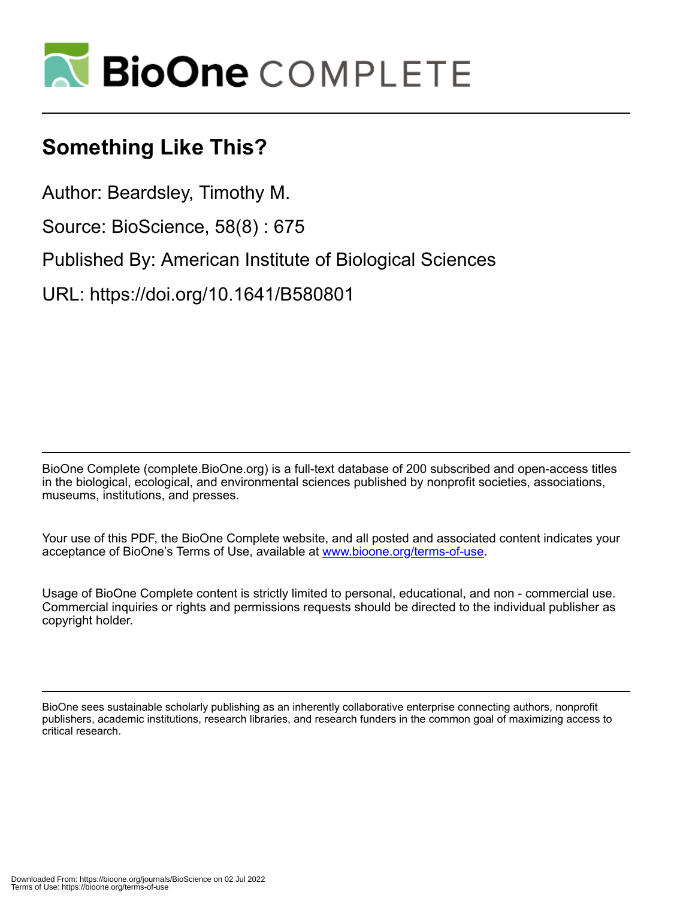# Something Like This?

Author: Beardsley, Timothy M.

Source: BioScience, 58(8) : 675

Published By: American Institute of Biological Sciences

URL: https://doi.org/10.1641/B580801

BioOne Complete (complete.BioOne.org) is a full-text database of 200 subscribed and open-access titles in the biological, ecological, and environmental sciences published by nonprofit societies, associations, museums, institutions, and presses.

Your use of this PDF, the BioOne Complete website, and all posted and associated content indicates your acceptance of BioOne's Terms of Use, available at www.bioone.org/terms-of-use.

Usage of BioOne Complete content is strictly limited to personal, educational, and non - commercial use. Commercial inquiries or rights and permissions requests should be directed to the individual publisher as copyright holder.

BioOne sees sustainable scholarly publishing as an inherently collaborative enterprise connecting authors, nonprofit publishers, academic institutions, research libraries, and research funders in the common goal of maximizing access to critical research.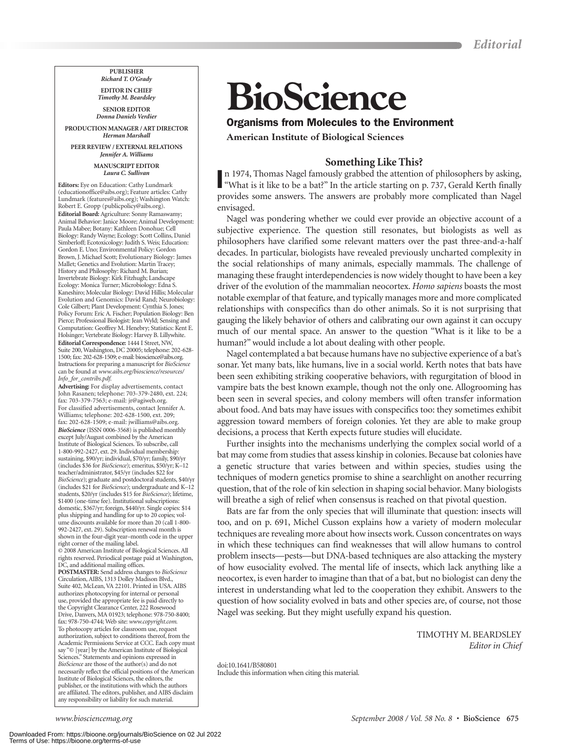Editorial

**PUBLISHER**
*Richard T. O'Grady*

**EDITOR IN CHIEF**
*Timothy M. Beardsley*

**SENIOR EDITOR**
*Donna Daniels Verdier*

**PRODUCTION MANAGER / ART DIRECTOR**
*Herman Marshall*

**PEER REVIEW / EXTERNAL RELATIONS**
*Jennifer A. Williams*

**MANUSCRIPT EDITOR**
*Laura C. Sullivan*

**Editors:** Eye on Education: Cathy Lundmark (educationoffice@aibs.org); Feature articles: Cathy Lundmark (features@aibs.org); Washington Watch: Robert E. Gropp (publicpolicy@aibs.org).
**Editorial Board:** Agriculture: Sonny Ramaswamy; Animal Behavior: Janice Moore; Animal Development: Paula Mabee; Botany: Kathleen Donohue; Cell Biology: Randy Wayne; Ecology: Scott Collins, Daniel Simberloff; Ecotoxicology: Judith S. Weis; Education: Gordon E. Uno; Environmental Policy: Gordon Brown, J. Michael Scott; Evolutionary Biology: James Mallet; Genetics and Evolution: Martin Tracey; History and Philosophy: Richard M. Burian; Invertebrate Biology: Kirk Fitzhugh; Landscape Ecology: Monica Turner; Microbiology: Edna S. Kaneshiro; Molecular Biology: David Hillis; Molecular Evolution and Genomics: David Rand; Neurobiology: Cole Gilbert; Plant Development: Cynthia S. Jones; Policy Forum: Eric A. Fischer; Population Biology: Ben Pierce; Professional Biologist: Jean Wyld; Sensing and Computation: Geoffrey M. Henebry; Statistics: Kent E. Holsinger; Vertebrate Biology: Harvey B. Lillywhite.
**Editorial Correspondence:** 1444 I Street, NW, Suite 200, Washington, DC 20005; telephone: 202-628-1500; fax: 202-628-1509; e-mail: bioscience@aibs.org. Instructions for preparing a manuscript for *BioScience* can be found at *www.aibs.org/bioscience/resources/Info_for_contribs.pdf.*
**Advertising:** For display advertisements, contact John Rasanen; telephone: 703-379-2480, ext. 224; fax: 703-379-7563; e-mail: jr@agiweb.org. For classified advertisements, contact Jennifer A. Williams; telephone: 202-628-1500, ext. 209; fax: 202-628-1509; e-mail: jwilliams@aibs.org.
***BioScience*** (ISSN 0006-3568) is published monthly except July/August combined by the American Institute of Biological Sciences. To subscribe, call 1-800-992-2427, ext. 29. Individual membership: sustaining, $90/yr; individual, $70/yr; family, $90/yr (includes $36 for *BioScience*); emeritus, $50/yr; K–12 teacher/administrator, $45/yr (includes $22 for *BioScience*); graduate and postdoctoral students, $40/yr (includes $21 for *BioScience*); undergraduate and K–12 students, $20/yr (includes $15 for *BioScience*); lifetime, $1400 (one-time fee). Institutional subscriptions: domestic, $367/yr; foreign, $440/yr. Single copies: $14 plus shipping and handling for up to 20 copies; volume discounts available for more than 20 (call 1-800-992-2427, ext. 29). Subscription renewal month is shown in the four-digit year–month code in the upper right corner of the mailing label.
© 2008 American Institute of Biological Sciences. All rights reserved. Periodical postage paid at Washington, DC, and additional mailing offices.
**POSTMASTER:** Send address changes to *BioScience* Circulation, AIBS, 1313 Dolley Madison Blvd., Suite 402, McLean, VA 22101. Printed in USA. AIBS authorizes photocopying for internal or personal use, provided the appropriate fee is paid directly to the Copyright Clearance Center, 222 Rosewood Drive, Danvers, MA 01923; telephone: 978-750-8400; fax: 978-750-4744; Web site: *www.copyright.com.* To photocopy articles for classroom use, request authorization, subject to conditions thereof, from the Academic Permissions Service at CCC. Each copy must say "© [year] by the American Institute of Biological Sciences." Statements and opinions expressed in *BioScience* are those of the author(s) and do not necessarily reflect the official positions of the American Institute of Biological Sciences, the editors, the publisher, or the institutions with which the authors are affiliated. The editors, publisher, and AIBS disclaim any responsibility or liability for such material.

# BioScience

**Organisms from Molecules to the Environment**

**American Institute of Biological Sciences**

## Something Like This?

In 1974, Thomas Nagel famously grabbed the attention of philosophers by asking, "What is it like to be a bat?" In the article starting on p. 737, Gerald Kerth finally provides some answers. The answers are probably more complicated than Nagel envisaged.

Nagel was pondering whether we could ever provide an objective account of a subjective experience. The question still resonates, but biologists as well as philosophers have clarified some relevant matters over the past three-and-a-half decades. In particular, biologists have revealed previously uncharted complexity in the social relationships of many animals, especially mammals. The challenge of managing these fraught interdependencies is now widely thought to have been a key driver of the evolution of the mammalian neocortex. *Homo sapiens* boasts the most notable exemplar of that feature, and typically manages more and more complicated relationships with conspecifics than do other animals. So it is not surprising that gauging the likely behavior of others and calibrating our own against it can occupy much of our mental space. An answer to the question "What is it like to be a human?" would include a lot about dealing with other people.

Nagel contemplated a bat because humans have no subjective experience of a bat's sonar. Yet many bats, like humans, live in a social world. Kerth notes that bats have been seen exhibiting striking cooperative behaviors, with regurgitation of blood in vampire bats the best known example, though not the only one. Allogrooming has been seen in several species, and colony members will often transfer information about food. And bats may have issues with conspecifics too: they sometimes exhibit aggression toward members of foreign colonies. Yet they are able to make group decisions, a process that Kerth expects future studies will elucidate.

Further insights into the mechanisms underlying the complex social world of a bat may come from studies that assess kinship in colonies. Because bat colonies have a genetic structure that varies between and within species, studies using the techniques of modern genetics promise to shine a searchlight on another recurring question, that of the role of kin selection in shaping social behavior. Many biologists will breathe a sigh of relief when consensus is reached on that pivotal question.

Bats are far from the only species that will illuminate that question: insects will too, and on p. 691, Michel Cusson explains how a variety of modern molecular techniques are revealing more about how insects work. Cusson concentrates on ways in which these techniques can find weaknesses that will allow humans to control problem insects—pests—but DNA-based techniques are also attacking the mystery of how eusociality evolved. The mental life of insects, which lack anything like a neocortex, is even harder to imagine than that of a bat, but no biologist can deny the interest in understanding what led to the cooperation they exhibit. Answers to the question of how sociality evolved in bats and other species are, of course, not those Nagel was seeking. But they might usefully expand his question.

TIMOTHY M. BEARDSLEY
*Editor in Chief*

doi:10.1641/B580801
Include this information when citing this material.